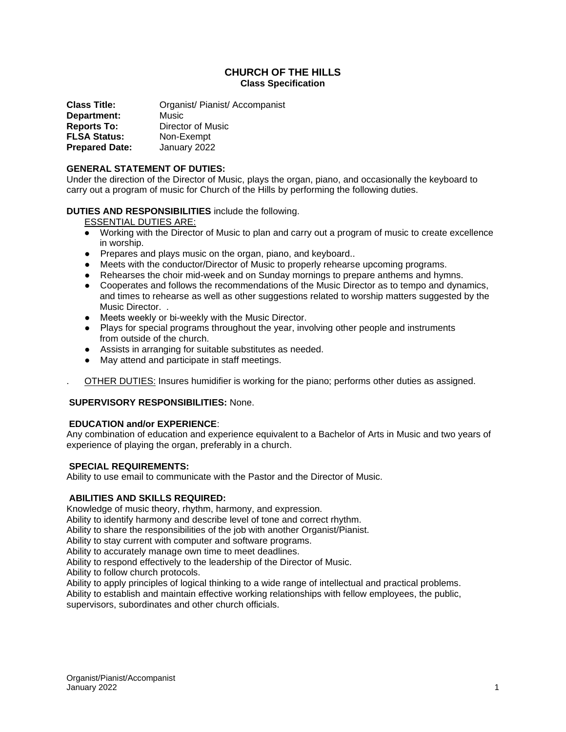# CHURCH OF THE HILLS

## Class Specification

**Class Title:** Organist/ Pianist/ Accompanist
**Department:** Music
**Reports To:** Director of Music
**FLSA Status:** Non-Exempt
**Prepared Date:** January 2022

**GENERAL STATEMENT OF DUTIES:**
Under the direction of the Director of Music, plays the organ, piano, and occasionally the keyboard to carry out a program of music for Church of the Hills by performing the following duties.

**DUTIES AND RESPONSIBILITIES** include the following.

<u>ESSENTIAL DUTIES ARE:</u>

- Working with the Director of Music to plan and carry out a program of music to create excellence in worship.
- Prepares and plays music on the organ, piano, and keyboard..
- Meets with the conductor/Director of Music to properly rehearse upcoming programs.
- Rehearses the choir mid-week and on Sunday mornings to prepare anthems and hymns.
- Cooperates and follows the recommendations of the Music Director as to tempo and dynamics, and times to rehearse as well as other suggestions related to worship matters suggested by the Music Director. .
- Meets weekly or bi-weekly with the Music Director.
- Plays for special programs throughout the year, involving other people and instruments from outside of the church.
- Assists in arranging for suitable substitutes as needed.
- May attend and participate in staff meetings.

. <u>OTHER DUTIES:</u> Insures humidifier is working for the piano; performs other duties as assigned.

**SUPERVISORY RESPONSIBILITIES:** None.

**EDUCATION and/or EXPERIENCE**:
Any combination of education and experience equivalent to a Bachelor of Arts in Music and two years of experience of playing the organ, preferably in a church.

**SPECIAL REQUIREMENTS:**
Ability to use email to communicate with the Pastor and the Director of Music.

**ABILITIES AND SKILLS REQUIRED:**
Knowledge of music theory, rhythm, harmony, and expression.
Ability to identify harmony and describe level of tone and correct rhythm.
Ability to share the responsibilities of the job with another Organist/Pianist.
Ability to stay current with computer and software programs.
Ability to accurately manage own time to meet deadlines.
Ability to respond effectively to the leadership of the Director of Music.
Ability to follow church protocols.
Ability to apply principles of logical thinking to a wide range of intellectual and practical problems.
Ability to establish and maintain effective working relationships with fellow employees, the public, supervisors, subordinates and other church officials.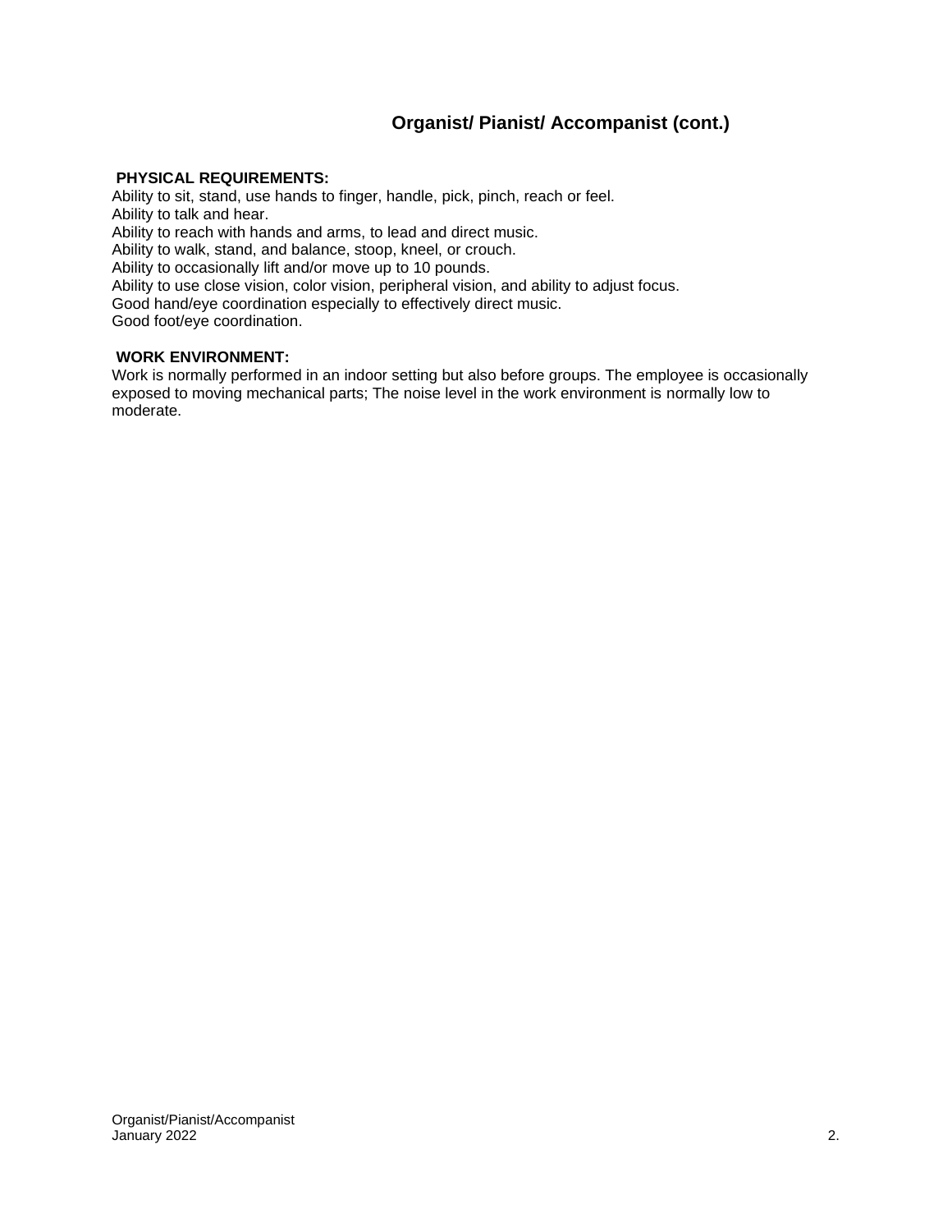## Organist/ Pianist/ Accompanist (cont.)

**PHYSICAL REQUIREMENTS:**

Ability to sit, stand, use hands to finger, handle, pick, pinch, reach or feel.
Ability to talk and hear.
Ability to reach with hands and arms, to lead and direct music.
Ability to walk, stand, and balance, stoop, kneel, or crouch.
Ability to occasionally lift and/or move up to 10 pounds.
Ability to use close vision, color vision, peripheral vision, and ability to adjust focus.
Good hand/eye coordination especially to effectively direct music.
Good foot/eye coordination.

**WORK ENVIRONMENT:**

Work is normally performed in an indoor setting but also before groups. The employee is occasionally exposed to moving mechanical parts; The noise level in the work environment is normally low to moderate.